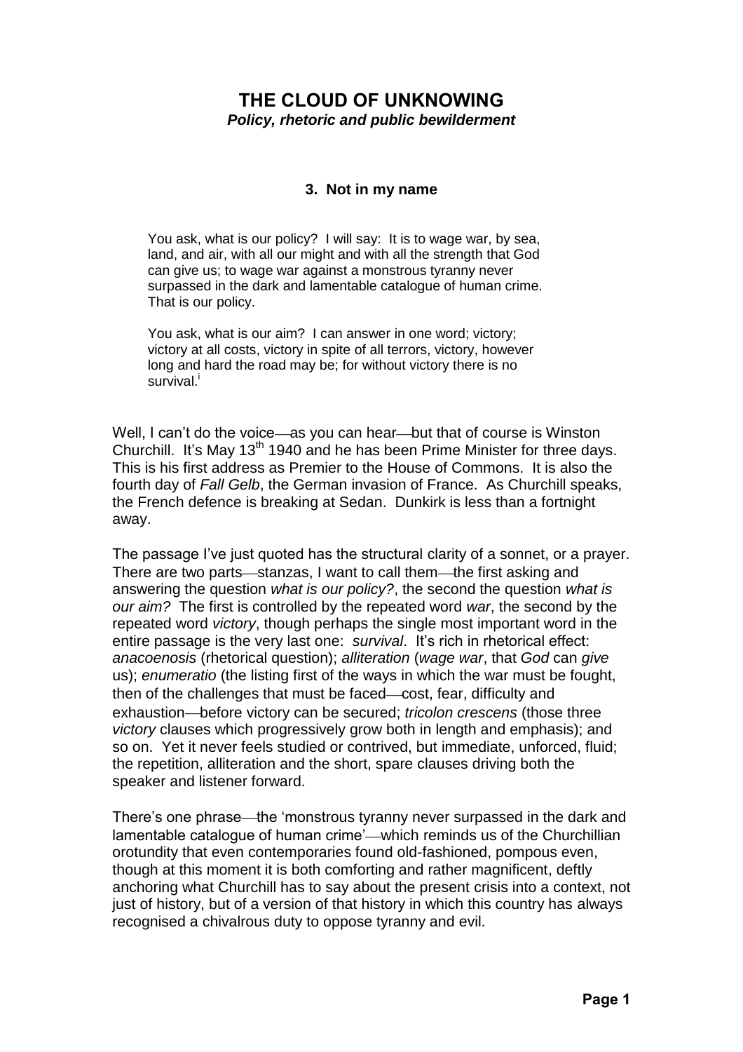# THE CLOUD OF UNKNOWING

***Policy, rhetoric and public bewilderment***

### 3. Not in my name

> You ask, what is our policy? I will say: It is to wage war, by sea, land, and air, with all our might and with all the strength that God can give us; to wage war against a monstrous tyranny never surpassed in the dark and lamentable catalogue of human crime. That is our policy.
>
> You ask, what is our aim? I can answer in one word; victory; victory at all costs, victory in spite of all terrors, victory, however long and hard the road may be; for without victory there is no survival.[i]

Well, I can't do the voice—as you can hear—but that of course is Winston Churchill. It's May 13th 1940 and he has been Prime Minister for three days. This is his first address as Premier to the House of Commons. It is also the fourth day of *Fall Gelb*, the German invasion of France. As Churchill speaks, the French defence is breaking at Sedan. Dunkirk is less than a fortnight away.

The passage I've just quoted has the structural clarity of a sonnet, or a prayer. There are two parts—stanzas, I want to call them—the first asking and answering the question *what is our policy?*, the second the question *what is our aim?* The first is controlled by the repeated word *war*, the second by the repeated word *victory*, though perhaps the single most important word in the entire passage is the very last one: *survival*. It's rich in rhetorical effect: *anacoenosis* (rhetorical question); *alliteration* (*wage war*, that *God* can *give* us); *enumeratio* (the listing first of the ways in which the war must be fought, then of the challenges that must be faced—cost, fear, difficulty and exhaustion—before victory can be secured; *tricolon crescens* (those three *victory* clauses which progressively grow both in length and emphasis); and so on. Yet it never feels studied or contrived, but immediate, unforced, fluid; the repetition, alliteration and the short, spare clauses driving both the speaker and listener forward.

There's one phrase—the 'monstrous tyranny never surpassed in the dark and lamentable catalogue of human crime'—which reminds us of the Churchillian orotundity that even contemporaries found old-fashioned, pompous even, though at this moment it is both comforting and rather magnificent, deftly anchoring what Churchill has to say about the present crisis into a context, not just of history, but of a version of that history in which this country has always recognised a chivalrous duty to oppose tyranny and evil.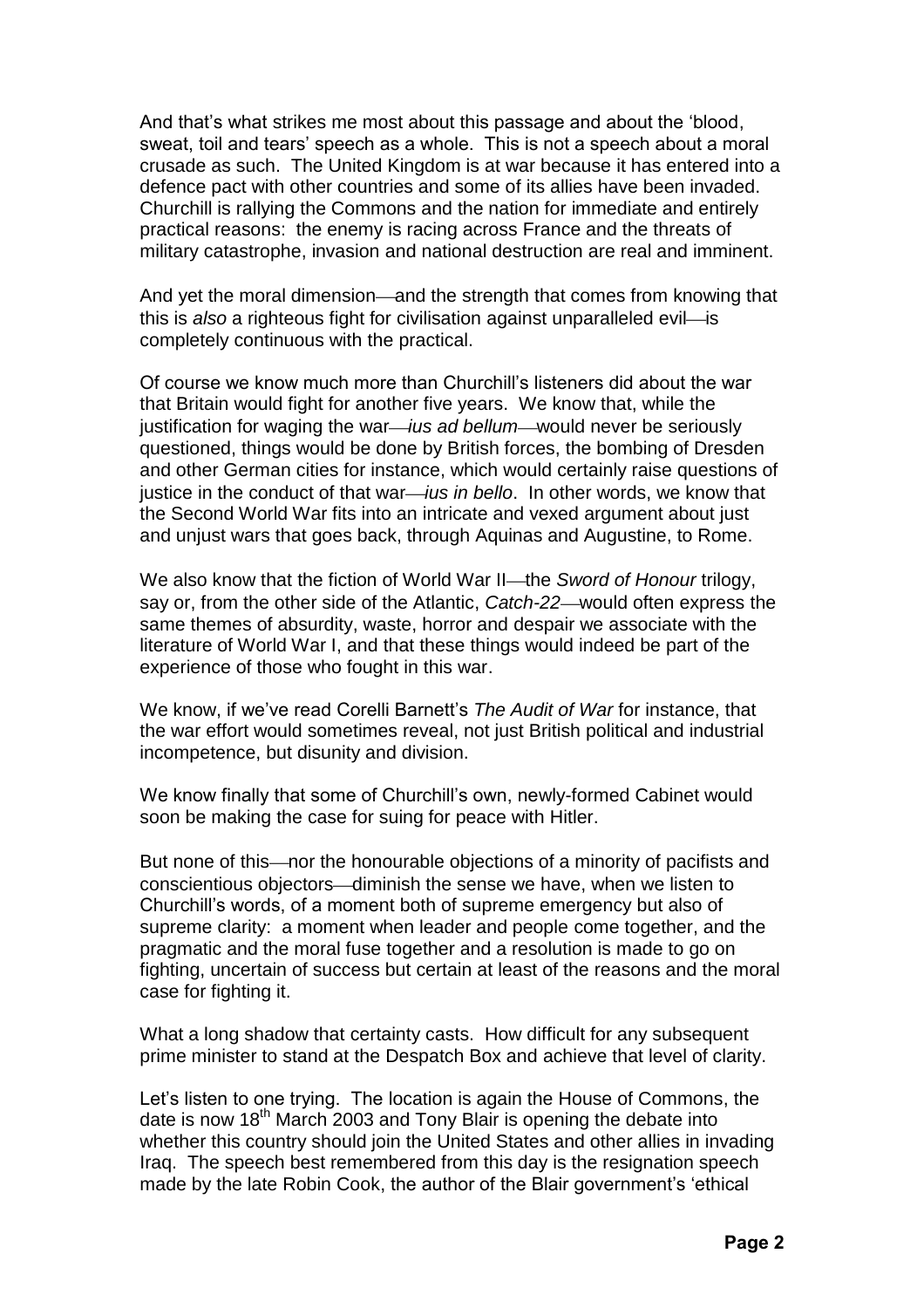And that's what strikes me most about this passage and about the 'blood, sweat, toil and tears' speech as a whole. This is not a speech about a moral crusade as such. The United Kingdom is at war because it has entered into a defence pact with other countries and some of its allies have been invaded. Churchill is rallying the Commons and the nation for immediate and entirely practical reasons: the enemy is racing across France and the threats of military catastrophe, invasion and national destruction are real and imminent.

And yet the moral dimension—and the strength that comes from knowing that this is *also* a righteous fight for civilisation against unparalleled evil—is completely continuous with the practical.

Of course we know much more than Churchill's listeners did about the war that Britain would fight for another five years. We know that, while the justification for waging the war—*ius ad bellum*—would never be seriously questioned, things would be done by British forces, the bombing of Dresden and other German cities for instance, which would certainly raise questions of justice in the conduct of that war—*ius in bello*. In other words, we know that the Second World War fits into an intricate and vexed argument about just and unjust wars that goes back, through Aquinas and Augustine, to Rome.

We also know that the fiction of World War II—the *Sword of Honour* trilogy, say or, from the other side of the Atlantic, *Catch-22*—would often express the same themes of absurdity, waste, horror and despair we associate with the literature of World War I, and that these things would indeed be part of the experience of those who fought in this war.

We know, if we've read Corelli Barnett's *The Audit of War* for instance, that the war effort would sometimes reveal, not just British political and industrial incompetence, but disunity and division.

We know finally that some of Churchill's own, newly-formed Cabinet would soon be making the case for suing for peace with Hitler.

But none of this—nor the honourable objections of a minority of pacifists and conscientious objectors—diminish the sense we have, when we listen to Churchill's words, of a moment both of supreme emergency but also of supreme clarity: a moment when leader and people come together, and the pragmatic and the moral fuse together and a resolution is made to go on fighting, uncertain of success but certain at least of the reasons and the moral case for fighting it.

What a long shadow that certainty casts. How difficult for any subsequent prime minister to stand at the Despatch Box and achieve that level of clarity.

Let's listen to one trying. The location is again the House of Commons, the date is now 18th March 2003 and Tony Blair is opening the debate into whether this country should join the United States and other allies in invading Iraq. The speech best remembered from this day is the resignation speech made by the late Robin Cook, the author of the Blair government's 'ethical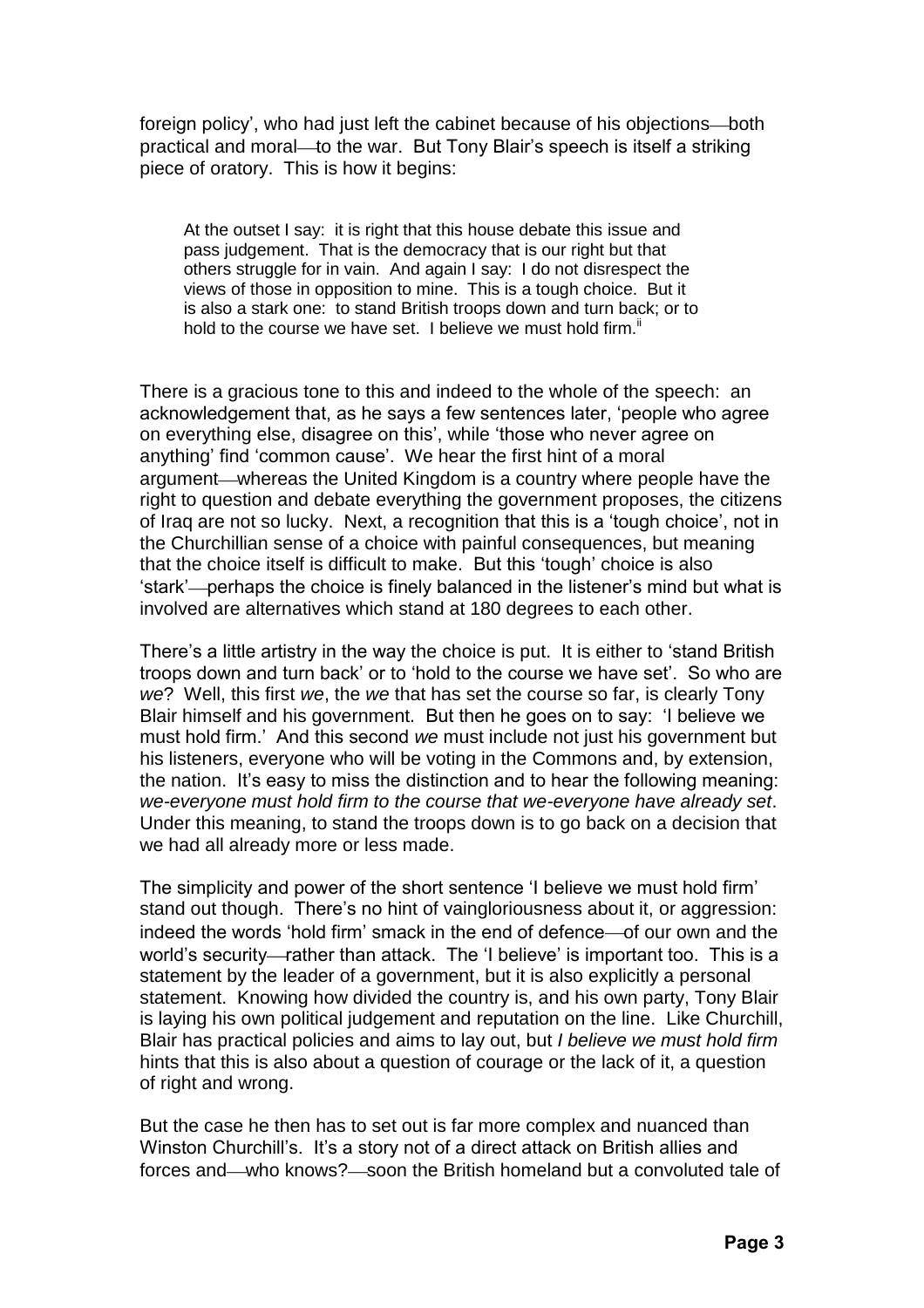foreign policy', who had just left the cabinet because of his objections—both practical and moral—to the war. But Tony Blair's speech is itself a striking piece of oratory. This is how it begins:

> At the outset I say: it is right that this house debate this issue and pass judgement. That is the democracy that is our right but that others struggle for in vain. And again I say: I do not disrespect the views of those in opposition to mine. This is a tough choice. But it is also a stark one: to stand British troops down and turn back; or to hold to the course we have set. I believe we must hold firm.[ii]

There is a gracious tone to this and indeed to the whole of the speech: an acknowledgement that, as he says a few sentences later, 'people who agree on everything else, disagree on this', while 'those who never agree on anything' find 'common cause'. We hear the first hint of a moral argument—whereas the United Kingdom is a country where people have the right to question and debate everything the government proposes, the citizens of Iraq are not so lucky. Next, a recognition that this is a 'tough choice', not in the Churchillian sense of a choice with painful consequences, but meaning that the choice itself is difficult to make. But this 'tough' choice is also 'stark'—perhaps the choice is finely balanced in the listener's mind but what is involved are alternatives which stand at 180 degrees to each other.

There's a little artistry in the way the choice is put. It is either to 'stand British troops down and turn back' or to 'hold to the course we have set'. So who are *we*? Well, this first *we*, the *we* that has set the course so far, is clearly Tony Blair himself and his government. But then he goes on to say: 'I believe we must hold firm.' And this second *we* must include not just his government but his listeners, everyone who will be voting in the Commons and, by extension, the nation. It's easy to miss the distinction and to hear the following meaning: *we-everyone must hold firm to the course that we-everyone have already set*. Under this meaning, to stand the troops down is to go back on a decision that we had all already more or less made.

The simplicity and power of the short sentence 'I believe we must hold firm' stand out though. There's no hint of vaingloriousness about it, or aggression: indeed the words 'hold firm' smack in the end of defence—of our own and the world's security—rather than attack. The 'I believe' is important too. This is a statement by the leader of a government, but it is also explicitly a personal statement. Knowing how divided the country is, and his own party, Tony Blair is laying his own political judgement and reputation on the line. Like Churchill, Blair has practical policies and aims to lay out, but *I believe we must hold firm* hints that this is also about a question of courage or the lack of it, a question of right and wrong.

But the case he then has to set out is far more complex and nuanced than Winston Churchill's. It's a story not of a direct attack on British allies and forces and—who knows?—soon the British homeland but a convoluted tale of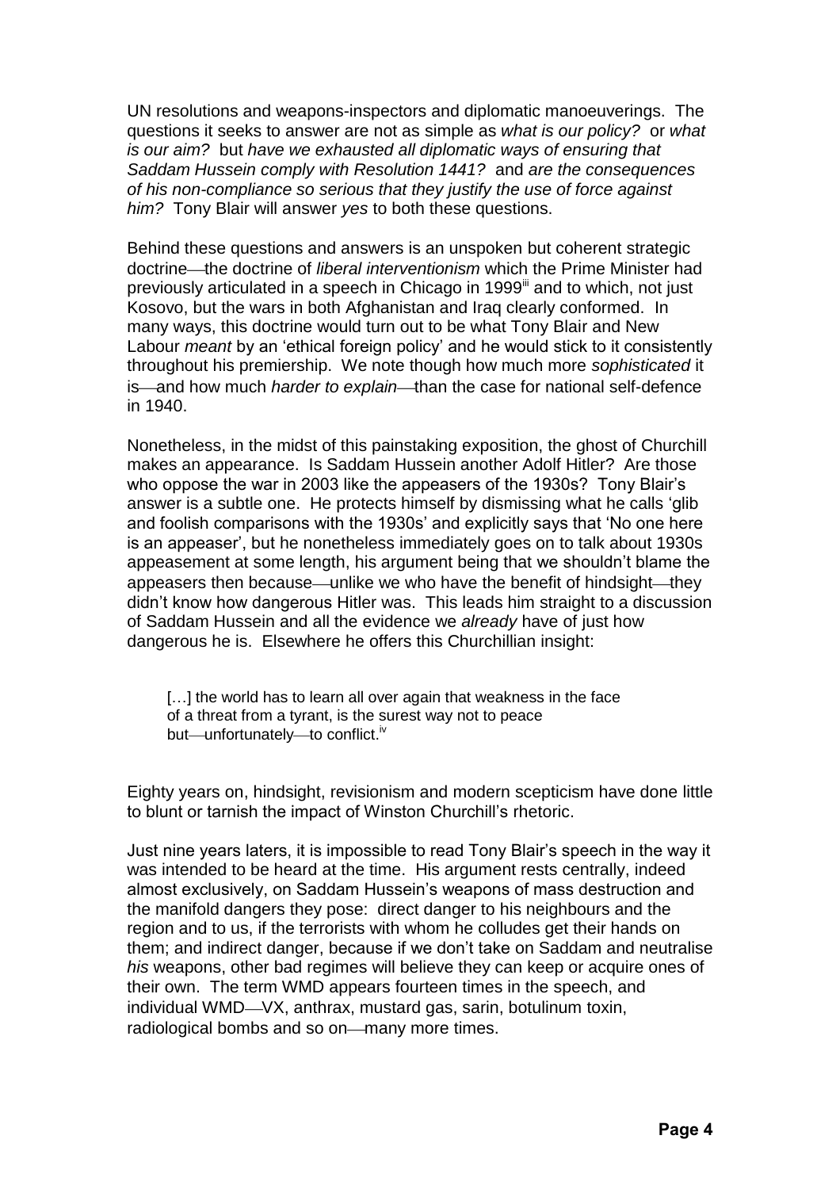UN resolutions and weapons-inspectors and diplomatic manoeuverings. The questions it seeks to answer are not as simple as *what is our policy?* or *what is our aim?* but *have we exhausted all diplomatic ways of ensuring that Saddam Hussein comply with Resolution 1441?* and *are the consequences of his non-compliance so serious that they justify the use of force against him?* Tony Blair will answer *yes* to both these questions.

Behind these questions and answers is an unspoken but coherent strategic doctrine—the doctrine of *liberal interventionism* which the Prime Minister had previously articulated in a speech in Chicago in 1999[iii] and to which, not just Kosovo, but the wars in both Afghanistan and Iraq clearly conformed. In many ways, this doctrine would turn out to be what Tony Blair and New Labour *meant* by an 'ethical foreign policy' and he would stick to it consistently throughout his premiership. We note though how much more *sophisticated* it is—and how much *harder to explain*—than the case for national self-defence in 1940.

Nonetheless, in the midst of this painstaking exposition, the ghost of Churchill makes an appearance. Is Saddam Hussein another Adolf Hitler? Are those who oppose the war in 2003 like the appeasers of the 1930s? Tony Blair's answer is a subtle one. He protects himself by dismissing what he calls 'glib and foolish comparisons with the 1930s' and explicitly says that 'No one here is an appeaser', but he nonetheless immediately goes on to talk about 1930s appeasement at some length, his argument being that we shouldn't blame the appeasers then because—unlike we who have the benefit of hindsight—they didn't know how dangerous Hitler was. This leads him straight to a discussion of Saddam Hussein and all the evidence we *already* have of just how dangerous he is. Elsewhere he offers this Churchillian insight:

> […] the world has to learn all over again that weakness in the face of a threat from a tyrant, is the surest way not to peace but—unfortunately—to conflict.[iv]

Eighty years on, hindsight, revisionism and modern scepticism have done little to blunt or tarnish the impact of Winston Churchill's rhetoric.

Just nine years laters, it is impossible to read Tony Blair's speech in the way it was intended to be heard at the time. His argument rests centrally, indeed almost exclusively, on Saddam Hussein's weapons of mass destruction and the manifold dangers they pose: direct danger to his neighbours and the region and to us, if the terrorists with whom he colludes get their hands on them; and indirect danger, because if we don't take on Saddam and neutralise *his* weapons, other bad regimes will believe they can keep or acquire ones of their own. The term WMD appears fourteen times in the speech, and individual WMD—VX, anthrax, mustard gas, sarin, botulinum toxin, radiological bombs and so on—many more times.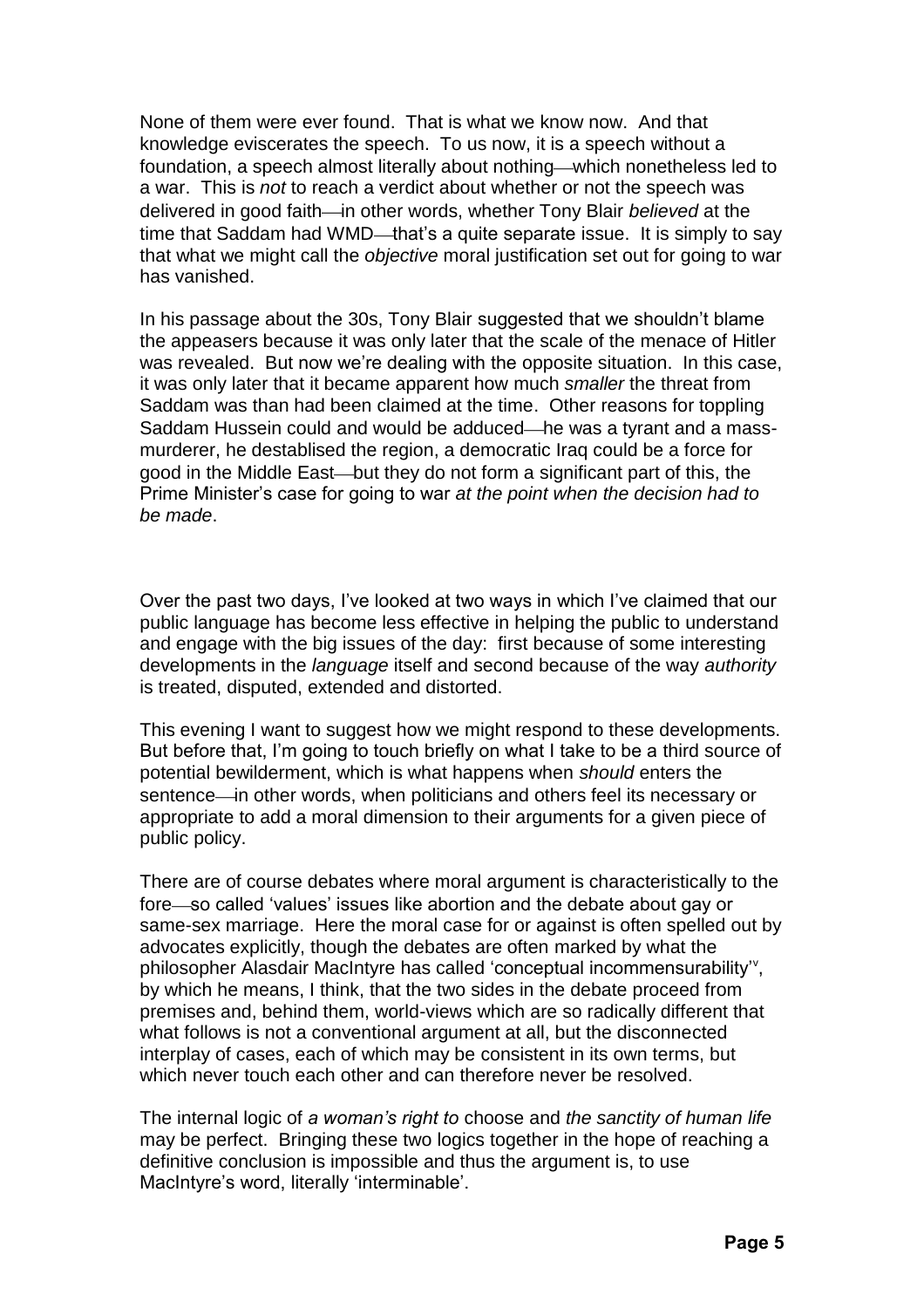None of them were ever found. That is what we know now. And that knowledge eviscerates the speech. To us now, it is a speech without a foundation, a speech almost literally about nothing—which nonetheless led to a war. This is *not* to reach a verdict about whether or not the speech was delivered in good faith—in other words, whether Tony Blair *believed* at the time that Saddam had WMD—that's a quite separate issue. It is simply to say that what we might call the *objective* moral justification set out for going to war has vanished.

In his passage about the 30s, Tony Blair suggested that we shouldn't blame the appeasers because it was only later that the scale of the menace of Hitler was revealed. But now we're dealing with the opposite situation. In this case, it was only later that it became apparent how much *smaller* the threat from Saddam was than had been claimed at the time. Other reasons for toppling Saddam Hussein could and would be adduced—he was a tyrant and a mass-murderer, he destablised the region, a democratic Iraq could be a force for good in the Middle East—but they do not form a significant part of this, the Prime Minister's case for going to war *at the point when the decision had to be made*.

Over the past two days, I've looked at two ways in which I've claimed that our public language has become less effective in helping the public to understand and engage with the big issues of the day: first because of some interesting developments in the *language* itself and second because of the way *authority* is treated, disputed, extended and distorted.

This evening I want to suggest how we might respond to these developments. But before that, I'm going to touch briefly on what I take to be a third source of potential bewilderment, which is what happens when *should* enters the sentence—in other words, when politicians and others feel its necessary or appropriate to add a moral dimension to their arguments for a given piece of public policy.

There are of course debates where moral argument is characteristically to the fore—so called 'values' issues like abortion and the debate about gay or same-sex marriage. Here the moral case for or against is often spelled out by advocates explicitly, though the debates are often marked by what the philosopher Alasdair MacIntyre has called 'conceptual incommensurability'[v], by which he means, I think, that the two sides in the debate proceed from premises and, behind them, world-views which are so radically different that what follows is not a conventional argument at all, but the disconnected interplay of cases, each of which may be consistent in its own terms, but which never touch each other and can therefore never be resolved.

The internal logic of *a woman's right to* choose and *the sanctity of human life* may be perfect. Bringing these two logics together in the hope of reaching a definitive conclusion is impossible and thus the argument is, to use MacIntyre's word, literally 'interminable'.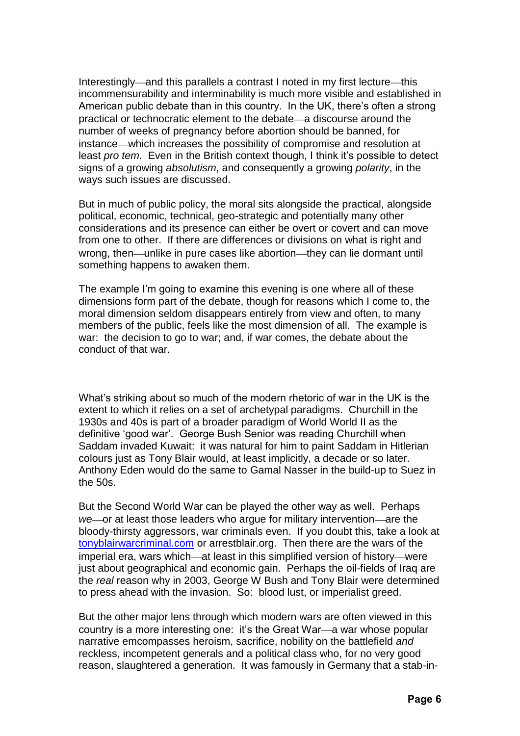Interestingly—and this parallels a contrast I noted in my first lecture—this incommensurability and interminability is much more visible and established in American public debate than in this country. In the UK, there's often a strong practical or technocratic element to the debate—a discourse around the number of weeks of pregnancy before abortion should be banned, for instance—which increases the possibility of compromise and resolution at least *pro tem*. Even in the British context though, I think it's possible to detect signs of a growing *absolutism*, and consequently a growing *polarity*, in the ways such issues are discussed.

But in much of public policy, the moral sits alongside the practical, alongside political, economic, technical, geo-strategic and potentially many other considerations and its presence can either be overt or covert and can move from one to other. If there are differences or divisions on what is right and wrong, then—unlike in pure cases like abortion—they can lie dormant until something happens to awaken them.

The example I'm going to examine this evening is one where all of these dimensions form part of the debate, though for reasons which I come to, the moral dimension seldom disappears entirely from view and often, to many members of the public, feels like the most dimension of all. The example is war: the decision to go to war; and, if war comes, the debate about the conduct of that war.

What's striking about so much of the modern rhetoric of war in the UK is the extent to which it relies on a set of archetypal paradigms. Churchill in the 1930s and 40s is part of a broader paradigm of World World II as the definitive 'good war'. George Bush Senior was reading Churchill when Saddam invaded Kuwait: it was natural for him to paint Saddam in Hitlerian colours just as Tony Blair would, at least implicitly, a decade or so later. Anthony Eden would do the same to Gamal Nasser in the build-up to Suez in the 50s.

But the Second World War can be played the other way as well. Perhaps *we*—or at least those leaders who argue for military intervention—are the bloody-thirsty aggressors, war criminals even. If you doubt this, take a look at tonyblairwarcriminal.com or arrestblair.org. Then there are the wars of the imperial era, wars which—at least in this simplified version of history—were just about geographical and economic gain. Perhaps the oil-fields of Iraq are the *real* reason why in 2003, George W Bush and Tony Blair were determined to press ahead with the invasion. So: blood lust, or imperialist greed.

But the other major lens through which modern wars are often viewed in this country is a more interesting one: it's the Great War—a war whose popular narrative emcompasses heroism, sacrifice, nobility on the battlefield *and* reckless, incompetent generals and a political class who, for no very good reason, slaughtered a generation. It was famously in Germany that a stab-in-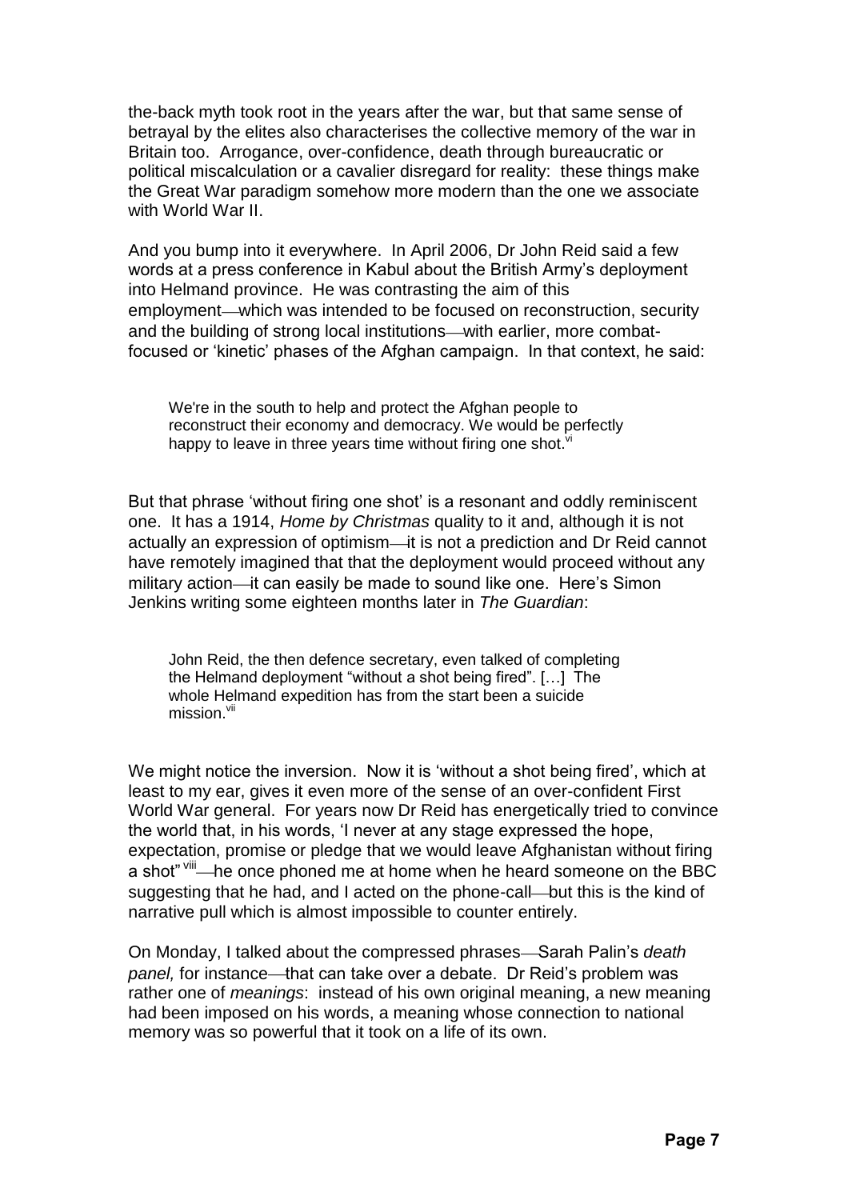the-back myth took root in the years after the war, but that same sense of betrayal by the elites also characterises the collective memory of the war in Britain too. Arrogance, over-confidence, death through bureaucratic or political miscalculation or a cavalier disregard for reality: these things make the Great War paradigm somehow more modern than the one we associate with World War II.

And you bump into it everywhere. In April 2006, Dr John Reid said a few words at a press conference in Kabul about the British Army's deployment into Helmand province. He was contrasting the aim of this employment—which was intended to be focused on reconstruction, security and the building of strong local institutions—with earlier, more combat-focused or 'kinetic' phases of the Afghan campaign. In that context, he said:

> We're in the south to help and protect the Afghan people to reconstruct their economy and democracy. We would be perfectly happy to leave in three years time without firing one shot.[vi]

But that phrase 'without firing one shot' is a resonant and oddly reminiscent one. It has a 1914, *Home by Christmas* quality to it and, although it is not actually an expression of optimism—it is not a prediction and Dr Reid cannot have remotely imagined that that the deployment would proceed without any military action—it can easily be made to sound like one. Here's Simon Jenkins writing some eighteen months later in *The Guardian*:

> John Reid, the then defence secretary, even talked of completing the Helmand deployment "without a shot being fired". […] The whole Helmand expedition has from the start been a suicide mission.[vii]

We might notice the inversion. Now it is 'without a shot being fired', which at least to my ear, gives it even more of the sense of an over-confident First World War general. For years now Dr Reid has energetically tried to convince the world that, in his words, 'I never at any stage expressed the hope, expectation, promise or pledge that we would leave Afghanistan without firing a shot"[viii]—he once phoned me at home when he heard someone on the BBC suggesting that he had, and I acted on the phone-call—but this is the kind of narrative pull which is almost impossible to counter entirely.

On Monday, I talked about the compressed phrases—Sarah Palin's *death panel,* for instance—that can take over a debate. Dr Reid's problem was rather one of *meanings*: instead of his own original meaning, a new meaning had been imposed on his words, a meaning whose connection to national memory was so powerful that it took on a life of its own.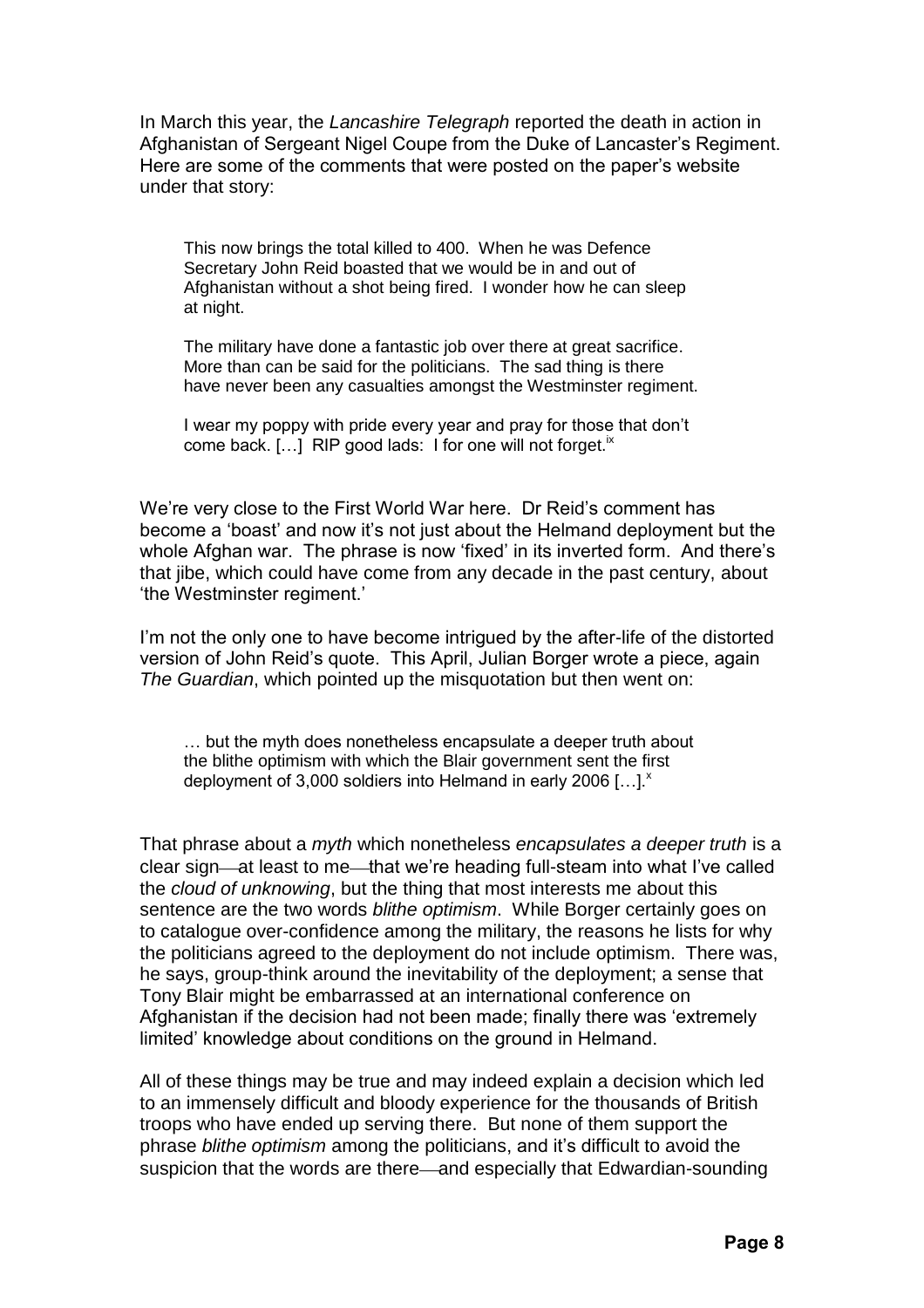In March this year, the *Lancashire Telegraph* reported the death in action in Afghanistan of Sergeant Nigel Coupe from the Duke of Lancaster's Regiment. Here are some of the comments that were posted on the paper's website under that story:

> This now brings the total killed to 400. When he was Defence Secretary John Reid boasted that we would be in and out of Afghanistan without a shot being fired. I wonder how he can sleep at night.
>
> The military have done a fantastic job over there at great sacrifice. More than can be said for the politicians. The sad thing is there have never been any casualties amongst the Westminster regiment.
>
> I wear my poppy with pride every year and pray for those that don't come back. […] RIP good lads: I for one will not forget.[ix]

We're very close to the First World War here. Dr Reid's comment has become a 'boast' and now it's not just about the Helmand deployment but the whole Afghan war. The phrase is now 'fixed' in its inverted form. And there's that jibe, which could have come from any decade in the past century, about 'the Westminster regiment.'

I'm not the only one to have become intrigued by the after-life of the distorted version of John Reid's quote. This April, Julian Borger wrote a piece, again *The Guardian*, which pointed up the misquotation but then went on:

> … but the myth does nonetheless encapsulate a deeper truth about the blithe optimism with which the Blair government sent the first deployment of 3,000 soldiers into Helmand in early 2006 […].[x]

That phrase about a *myth* which nonetheless *encapsulates a deeper truth* is a clear sign—at least to me—that we're heading full-steam into what I've called the *cloud of unknowing*, but the thing that most interests me about this sentence are the two words *blithe optimism*. While Borger certainly goes on to catalogue over-confidence among the military, the reasons he lists for why the politicians agreed to the deployment do not include optimism. There was, he says, group-think around the inevitability of the deployment; a sense that Tony Blair might be embarrassed at an international conference on Afghanistan if the decision had not been made; finally there was 'extremely limited' knowledge about conditions on the ground in Helmand.

All of these things may be true and may indeed explain a decision which led to an immensely difficult and bloody experience for the thousands of British troops who have ended up serving there. But none of them support the phrase *blithe optimism* among the politicians, and it's difficult to avoid the suspicion that the words are there—and especially that Edwardian-sounding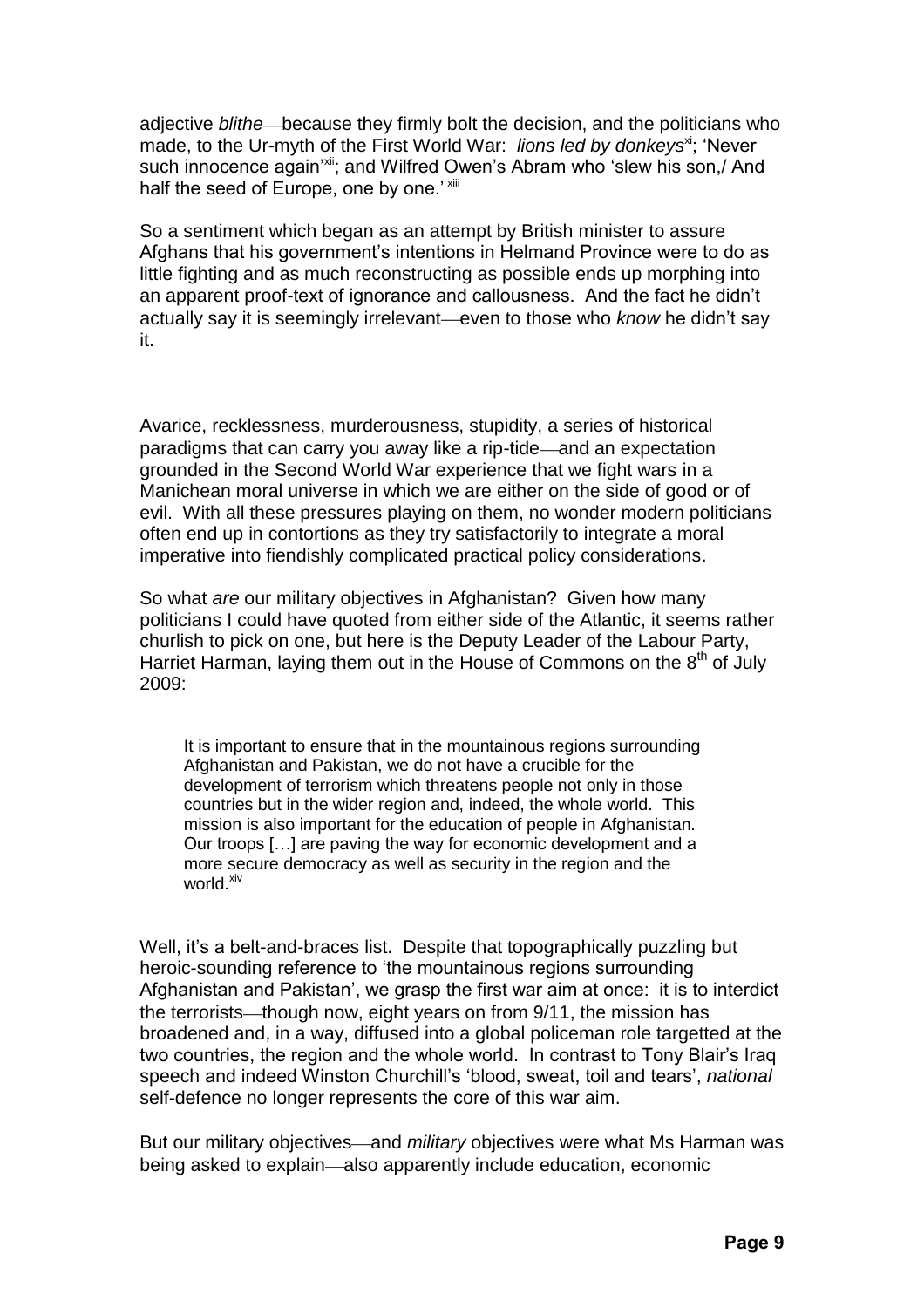adjective *blithe*—because they firmly bolt the decision, and the politicians who made, to the Ur-myth of the First World War: *lions led by donkeys*[xi]; 'Never such innocence again'[xii]; and Wilfred Owen's Abram who 'slew his son,/ And half the seed of Europe, one by one.'[xiii]

So a sentiment which began as an attempt by British minister to assure Afghans that his government's intentions in Helmand Province were to do as little fighting and as much reconstructing as possible ends up morphing into an apparent proof-text of ignorance and callousness. And the fact he didn't actually say it is seemingly irrelevant—even to those who *know* he didn't say it.

Avarice, recklessness, murderousness, stupidity, a series of historical paradigms that can carry you away like a rip-tide—and an expectation grounded in the Second World War experience that we fight wars in a Manichean moral universe in which we are either on the side of good or of evil. With all these pressures playing on them, no wonder modern politicians often end up in contortions as they try satisfactorily to integrate a moral imperative into fiendishly complicated practical policy considerations.

So what *are* our military objectives in Afghanistan? Given how many politicians I could have quoted from either side of the Atlantic, it seems rather churlish to pick on one, but here is the Deputy Leader of the Labour Party, Harriet Harman, laying them out in the House of Commons on the 8th of July 2009:

> It is important to ensure that in the mountainous regions surrounding Afghanistan and Pakistan, we do not have a crucible for the development of terrorism which threatens people not only in those countries but in the wider region and, indeed, the whole world. This mission is also important for the education of people in Afghanistan. Our troops […] are paving the way for economic development and a more secure democracy as well as security in the region and the world.[xiv]

Well, it's a belt-and-braces list. Despite that topographically puzzling but heroic-sounding reference to 'the mountainous regions surrounding Afghanistan and Pakistan', we grasp the first war aim at once: it is to interdict the terrorists—though now, eight years on from 9/11, the mission has broadened and, in a way, diffused into a global policeman role targetted at the two countries, the region and the whole world. In contrast to Tony Blair's Iraq speech and indeed Winston Churchill's 'blood, sweat, toil and tears', *national* self-defence no longer represents the core of this war aim.

But our military objectives—and *military* objectives were what Ms Harman was being asked to explain—also apparently include education, economic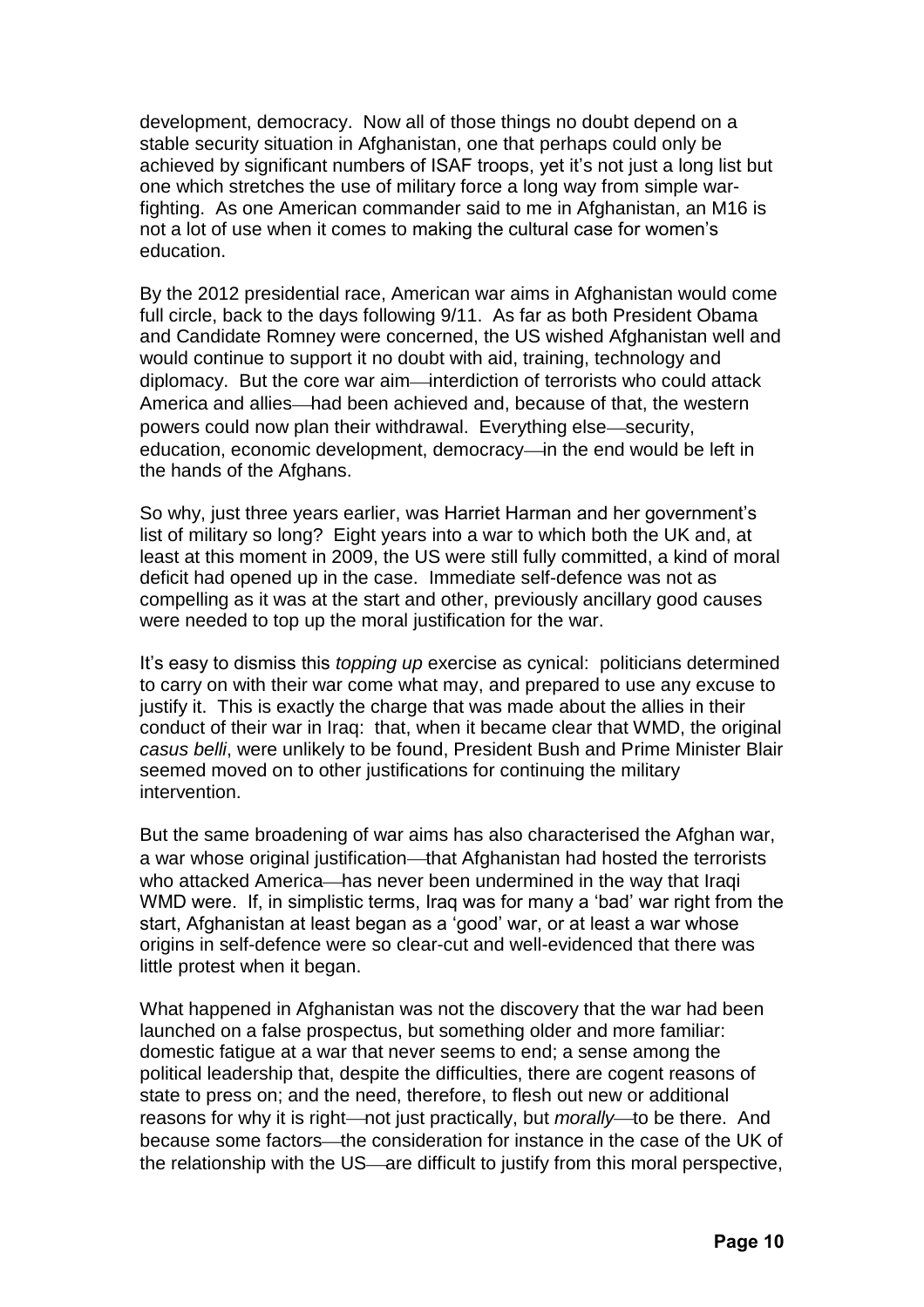development, democracy. Now all of those things no doubt depend on a stable security situation in Afghanistan, one that perhaps could only be achieved by significant numbers of ISAF troops, yet it's not just a long list but one which stretches the use of military force a long way from simple war-fighting. As one American commander said to me in Afghanistan, an M16 is not a lot of use when it comes to making the cultural case for women's education.

By the 2012 presidential race, American war aims in Afghanistan would come full circle, back to the days following 9/11. As far as both President Obama and Candidate Romney were concerned, the US wished Afghanistan well and would continue to support it no doubt with aid, training, technology and diplomacy. But the core war aim—interdiction of terrorists who could attack America and allies—had been achieved and, because of that, the western powers could now plan their withdrawal. Everything else—security, education, economic development, democracy—in the end would be left in the hands of the Afghans.

So why, just three years earlier, was Harriet Harman and her government's list of military so long? Eight years into a war to which both the UK and, at least at this moment in 2009, the US were still fully committed, a kind of moral deficit had opened up in the case. Immediate self-defence was not as compelling as it was at the start and other, previously ancillary good causes were needed to top up the moral justification for the war.

It's easy to dismiss this *topping up* exercise as cynical: politicians determined to carry on with their war come what may, and prepared to use any excuse to justify it. This is exactly the charge that was made about the allies in their conduct of their war in Iraq: that, when it became clear that WMD, the original *casus belli*, were unlikely to be found, President Bush and Prime Minister Blair seemed moved on to other justifications for continuing the military intervention.

But the same broadening of war aims has also characterised the Afghan war, a war whose original justification—that Afghanistan had hosted the terrorists who attacked America—has never been undermined in the way that Iraqi WMD were. If, in simplistic terms, Iraq was for many a 'bad' war right from the start, Afghanistan at least began as a 'good' war, or at least a war whose origins in self-defence were so clear-cut and well-evidenced that there was little protest when it began.

What happened in Afghanistan was not the discovery that the war had been launched on a false prospectus, but something older and more familiar: domestic fatigue at a war that never seems to end; a sense among the political leadership that, despite the difficulties, there are cogent reasons of state to press on; and the need, therefore, to flesh out new or additional reasons for why it is right—not just practically, but *morally*—to be there. And because some factors—the consideration for instance in the case of the UK of the relationship with the US—are difficult to justify from this moral perspective,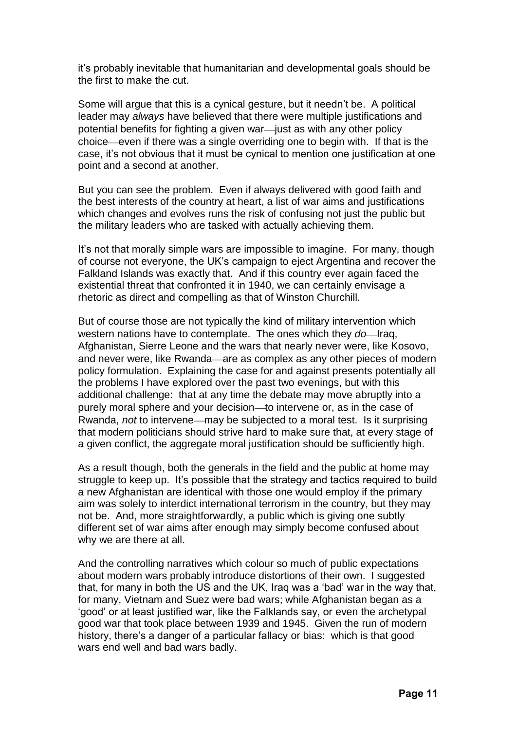it's probably inevitable that humanitarian and developmental goals should be the first to make the cut.

Some will argue that this is a cynical gesture, but it needn't be. A political leader may *always* have believed that there were multiple justifications and potential benefits for fighting a given war—just as with any other policy choice—even if there was a single overriding one to begin with. If that is the case, it's not obvious that it must be cynical to mention one justification at one point and a second at another.

But you can see the problem. Even if always delivered with good faith and the best interests of the country at heart, a list of war aims and justifications which changes and evolves runs the risk of confusing not just the public but the military leaders who are tasked with actually achieving them.

It's not that morally simple wars are impossible to imagine. For many, though of course not everyone, the UK's campaign to eject Argentina and recover the Falkland Islands was exactly that. And if this country ever again faced the existential threat that confronted it in 1940, we can certainly envisage a rhetoric as direct and compelling as that of Winston Churchill.

But of course those are not typically the kind of military intervention which western nations have to contemplate. The ones which they *do*—Iraq, Afghanistan, Sierre Leone and the wars that nearly never were, like Kosovo, and never were, like Rwanda—are as complex as any other pieces of modern policy formulation. Explaining the case for and against presents potentially all the problems I have explored over the past two evenings, but with this additional challenge: that at any time the debate may move abruptly into a purely moral sphere and your decision—to intervene or, as in the case of Rwanda, *not* to intervene—may be subjected to a moral test. Is it surprising that modern politicians should strive hard to make sure that, at every stage of a given conflict, the aggregate moral justification should be sufficiently high.

As a result though, both the generals in the field and the public at home may struggle to keep up. It's possible that the strategy and tactics required to build a new Afghanistan are identical with those one would employ if the primary aim was solely to interdict international terrorism in the country, but they may not be. And, more straightforwardly, a public which is giving one subtly different set of war aims after enough may simply become confused about why we are there at all.

And the controlling narratives which colour so much of public expectations about modern wars probably introduce distortions of their own. I suggested that, for many in both the US and the UK, Iraq was a 'bad' war in the way that, for many, Vietnam and Suez were bad wars; while Afghanistan began as a 'good' or at least justified war, like the Falklands say, or even the archetypal good war that took place between 1939 and 1945. Given the run of modern history, there's a danger of a particular fallacy or bias: which is that good wars end well and bad wars badly.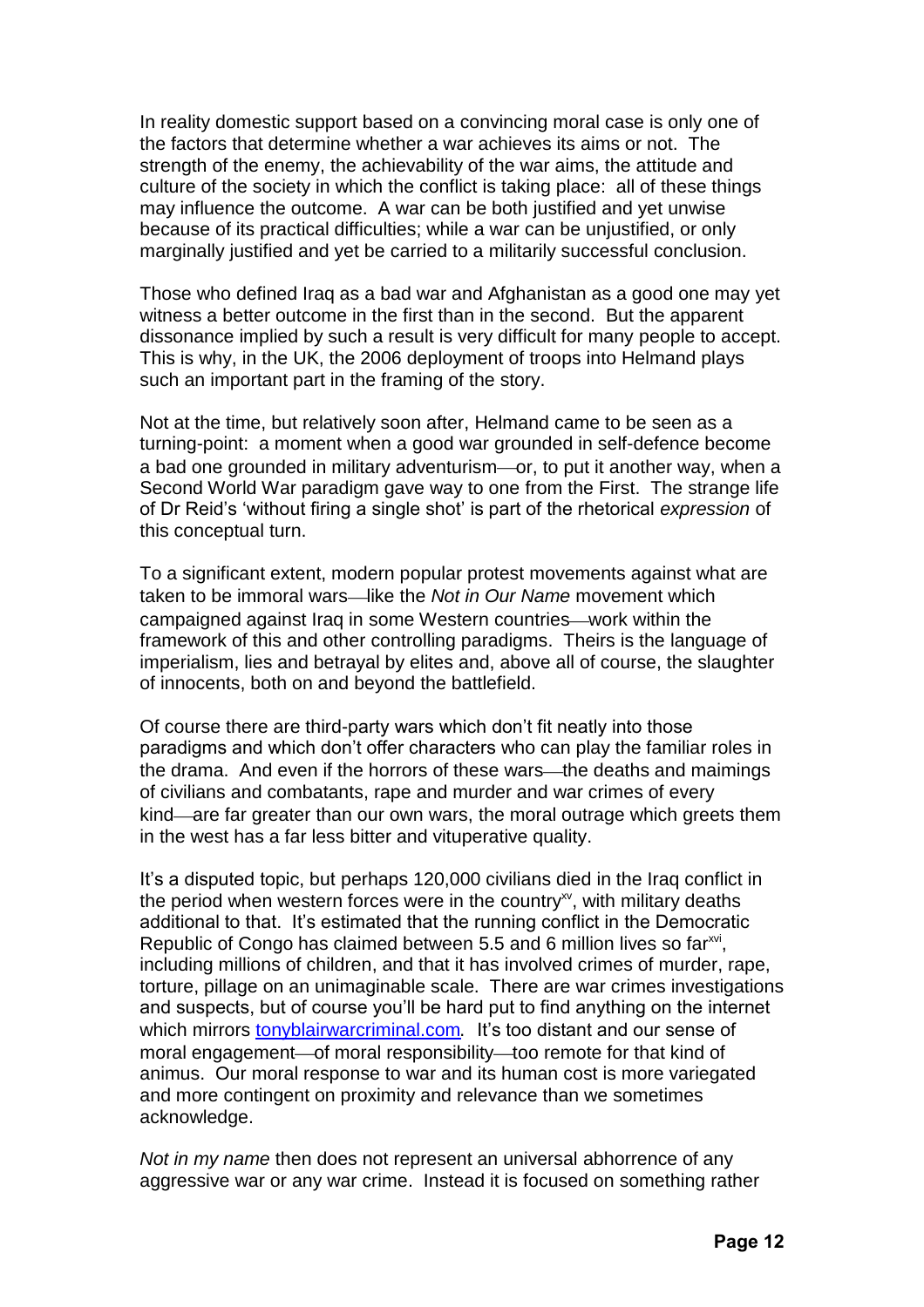In reality domestic support based on a convincing moral case is only one of the factors that determine whether a war achieves its aims or not. The strength of the enemy, the achievability of the war aims, the attitude and culture of the society in which the conflict is taking place: all of these things may influence the outcome. A war can be both justified and yet unwise because of its practical difficulties; while a war can be unjustified, or only marginally justified and yet be carried to a militarily successful conclusion.

Those who defined Iraq as a bad war and Afghanistan as a good one may yet witness a better outcome in the first than in the second. But the apparent dissonance implied by such a result is very difficult for many people to accept. This is why, in the UK, the 2006 deployment of troops into Helmand plays such an important part in the framing of the story.

Not at the time, but relatively soon after, Helmand came to be seen as a turning-point: a moment when a good war grounded in self-defence become a bad one grounded in military adventurism—or, to put it another way, when a Second World War paradigm gave way to one from the First. The strange life of Dr Reid's 'without firing a single shot' is part of the rhetorical *expression* of this conceptual turn.

To a significant extent, modern popular protest movements against what are taken to be immoral wars—like the *Not in Our Name* movement which campaigned against Iraq in some Western countries—work within the framework of this and other controlling paradigms. Theirs is the language of imperialism, lies and betrayal by elites and, above all of course, the slaughter of innocents, both on and beyond the battlefield.

Of course there are third-party wars which don't fit neatly into those paradigms and which don't offer characters who can play the familiar roles in the drama. And even if the horrors of these wars—the deaths and maimings of civilians and combatants, rape and murder and war crimes of every kind—are far greater than our own wars, the moral outrage which greets them in the west has a far less bitter and vituperative quality.

It's a disputed topic, but perhaps 120,000 civilians died in the Iraq conflict in the period when western forces were in the country[xv], with military deaths additional to that. It's estimated that the running conflict in the Democratic Republic of Congo has claimed between 5.5 and 6 million lives so far[xvi], including millions of children, and that it has involved crimes of murder, rape, torture, pillage on an unimaginable scale. There are war crimes investigations and suspects, but of course you'll be hard put to find anything on the internet which mirrors [tonyblairwarcriminal.com](tonyblairwarcriminal.com). It's too distant and our sense of moral engagement—of moral responsibility—too remote for that kind of animus. Our moral response to war and its human cost is more variegated and more contingent on proximity and relevance than we sometimes acknowledge.

*Not in my name* then does not represent an universal abhorrence of any aggressive war or any war crime. Instead it is focused on something rather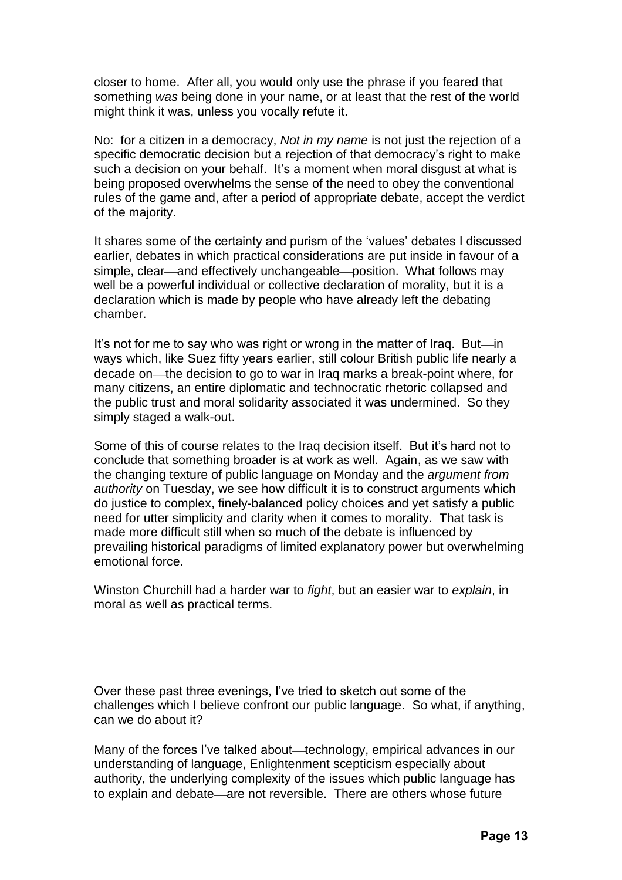closer to home. After all, you would only use the phrase if you feared that something *was* being done in your name, or at least that the rest of the world might think it was, unless you vocally refute it.

No: for a citizen in a democracy, *Not in my name* is not just the rejection of a specific democratic decision but a rejection of that democracy's right to make such a decision on your behalf. It's a moment when moral disgust at what is being proposed overwhelms the sense of the need to obey the conventional rules of the game and, after a period of appropriate debate, accept the verdict of the majority.

It shares some of the certainty and purism of the 'values' debates I discussed earlier, debates in which practical considerations are put inside in favour of a simple, clear—and effectively unchangeable—position. What follows may well be a powerful individual or collective declaration of morality, but it is a declaration which is made by people who have already left the debating chamber.

It's not for me to say who was right or wrong in the matter of Iraq. But—in ways which, like Suez fifty years earlier, still colour British public life nearly a decade on—the decision to go to war in Iraq marks a break-point where, for many citizens, an entire diplomatic and technocratic rhetoric collapsed and the public trust and moral solidarity associated it was undermined. So they simply staged a walk-out.

Some of this of course relates to the Iraq decision itself. But it's hard not to conclude that something broader is at work as well. Again, as we saw with the changing texture of public language on Monday and the *argument from authority* on Tuesday, we see how difficult it is to construct arguments which do justice to complex, finely-balanced policy choices and yet satisfy a public need for utter simplicity and clarity when it comes to morality. That task is made more difficult still when so much of the debate is influenced by prevailing historical paradigms of limited explanatory power but overwhelming emotional force.

Winston Churchill had a harder war to *fight*, but an easier war to *explain*, in moral as well as practical terms.

Over these past three evenings, I've tried to sketch out some of the challenges which I believe confront our public language. So what, if anything, can we do about it?

Many of the forces I've talked about—technology, empirical advances in our understanding of language, Enlightenment scepticism especially about authority, the underlying complexity of the issues which public language has to explain and debate—are not reversible. There are others whose future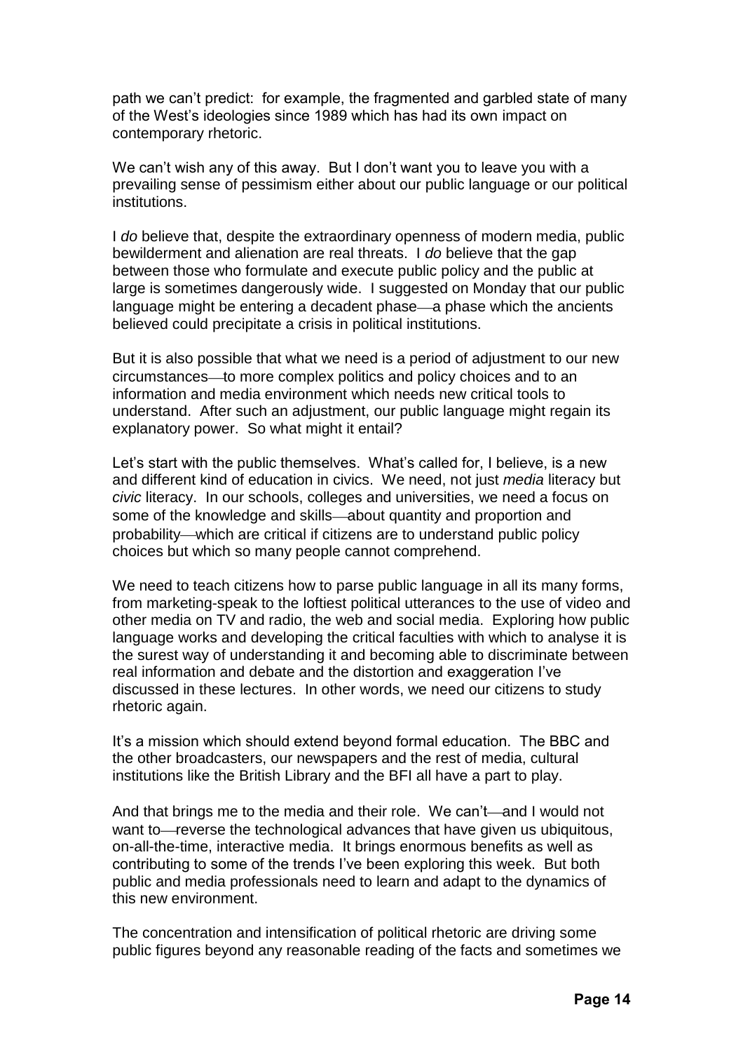path we can't predict: for example, the fragmented and garbled state of many of the West's ideologies since 1989 which has had its own impact on contemporary rhetoric.

We can't wish any of this away. But I don't want you to leave you with a prevailing sense of pessimism either about our public language or our political institutions.

I *do* believe that, despite the extraordinary openness of modern media, public bewilderment and alienation are real threats. I *do* believe that the gap between those who formulate and execute public policy and the public at large is sometimes dangerously wide. I suggested on Monday that our public language might be entering a decadent phase—a phase which the ancients believed could precipitate a crisis in political institutions.

But it is also possible that what we need is a period of adjustment to our new circumstances—to more complex politics and policy choices and to an information and media environment which needs new critical tools to understand. After such an adjustment, our public language might regain its explanatory power. So what might it entail?

Let's start with the public themselves. What's called for, I believe, is a new and different kind of education in civics. We need, not just *media* literacy but *civic* literacy. In our schools, colleges and universities, we need a focus on some of the knowledge and skills—about quantity and proportion and probability—which are critical if citizens are to understand public policy choices but which so many people cannot comprehend.

We need to teach citizens how to parse public language in all its many forms, from marketing-speak to the loftiest political utterances to the use of video and other media on TV and radio, the web and social media. Exploring how public language works and developing the critical faculties with which to analyse it is the surest way of understanding it and becoming able to discriminate between real information and debate and the distortion and exaggeration I've discussed in these lectures. In other words, we need our citizens to study rhetoric again.

It's a mission which should extend beyond formal education. The BBC and the other broadcasters, our newspapers and the rest of media, cultural institutions like the British Library and the BFI all have a part to play.

And that brings me to the media and their role. We can't—and I would not want to—reverse the technological advances that have given us ubiquitous, on-all-the-time, interactive media. It brings enormous benefits as well as contributing to some of the trends I've been exploring this week. But both public and media professionals need to learn and adapt to the dynamics of this new environment.

The concentration and intensification of political rhetoric are driving some public figures beyond any reasonable reading of the facts and sometimes we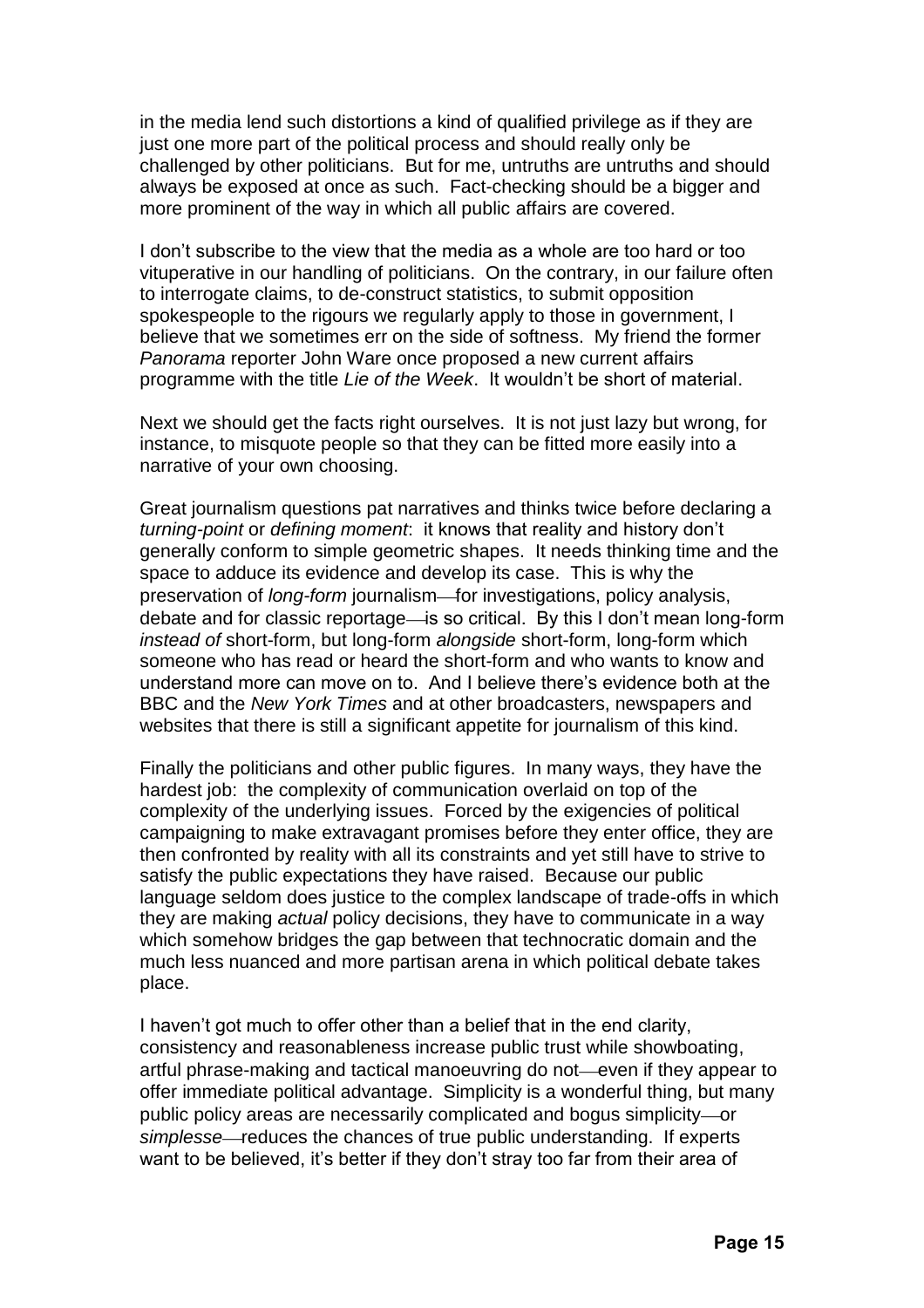in the media lend such distortions a kind of qualified privilege as if they are just one more part of the political process and should really only be challenged by other politicians. But for me, untruths are untruths and should always be exposed at once as such. Fact-checking should be a bigger and more prominent of the way in which all public affairs are covered.

I don't subscribe to the view that the media as a whole are too hard or too vituperative in our handling of politicians. On the contrary, in our failure often to interrogate claims, to de-construct statistics, to submit opposition spokespeople to the rigours we regularly apply to those in government, I believe that we sometimes err on the side of softness. My friend the former *Panorama* reporter John Ware once proposed a new current affairs programme with the title *Lie of the Week*. It wouldn't be short of material.

Next we should get the facts right ourselves. It is not just lazy but wrong, for instance, to misquote people so that they can be fitted more easily into a narrative of your own choosing.

Great journalism questions pat narratives and thinks twice before declaring a *turning-point* or *defining moment*: it knows that reality and history don't generally conform to simple geometric shapes. It needs thinking time and the space to adduce its evidence and develop its case. This is why the preservation of *long-form* journalism—for investigations, policy analysis, debate and for classic reportage—is so critical. By this I don't mean long-form *instead of* short-form, but long-form *alongside* short-form, long-form which someone who has read or heard the short-form and who wants to know and understand more can move on to. And I believe there's evidence both at the BBC and the *New York Times* and at other broadcasters, newspapers and websites that there is still a significant appetite for journalism of this kind.

Finally the politicians and other public figures. In many ways, they have the hardest job: the complexity of communication overlaid on top of the complexity of the underlying issues. Forced by the exigencies of political campaigning to make extravagant promises before they enter office, they are then confronted by reality with all its constraints and yet still have to strive to satisfy the public expectations they have raised. Because our public language seldom does justice to the complex landscape of trade-offs in which they are making *actual* policy decisions, they have to communicate in a way which somehow bridges the gap between that technocratic domain and the much less nuanced and more partisan arena in which political debate takes place.

I haven't got much to offer other than a belief that in the end clarity, consistency and reasonableness increase public trust while showboating, artful phrase-making and tactical manoeuvring do not—even if they appear to offer immediate political advantage. Simplicity is a wonderful thing, but many public policy areas are necessarily complicated and bogus simplicity—or *simplesse*—reduces the chances of true public understanding. If experts want to be believed, it's better if they don't stray too far from their area of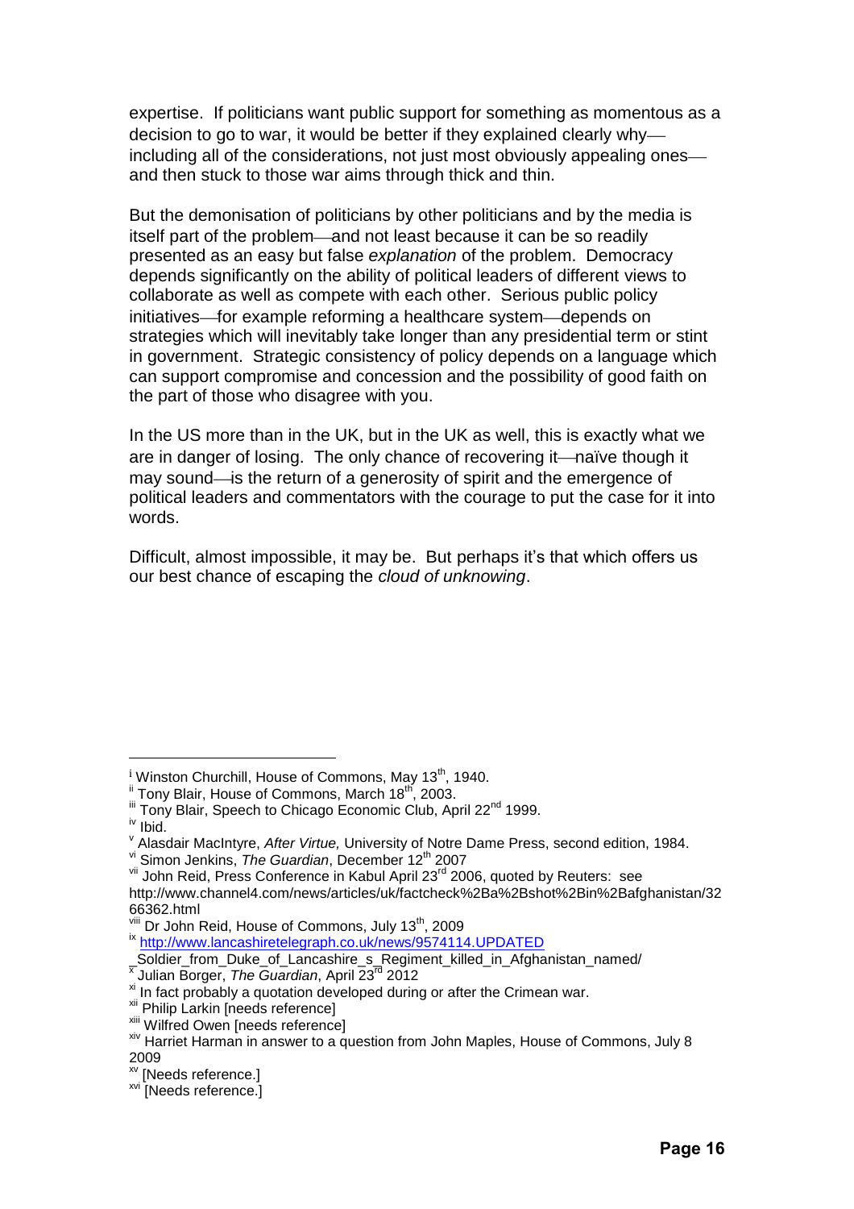expertise. If politicians want public support for something as momentous as a decision to go to war, it would be better if they explained clearly why—including all of the considerations, not just most obviously appealing ones—and then stuck to those war aims through thick and thin.

But the demonisation of politicians by other politicians and by the media is itself part of the problem—and not least because it can be so readily presented as an easy but false *explanation* of the problem. Democracy depends significantly on the ability of political leaders of different views to collaborate as well as compete with each other. Serious public policy initiatives—for example reforming a healthcare system—depends on strategies which will inevitably take longer than any presidential term or stint in government. Strategic consistency of policy depends on a language which can support compromise and concession and the possibility of good faith on the part of those who disagree with you.

In the US more than in the UK, but in the UK as well, this is exactly what we are in danger of losing. The only chance of recovering it—naïve though it may sound—is the return of a generosity of spirit and the emergence of political leaders and commentators with the courage to put the case for it into words.

Difficult, almost impossible, it may be. But perhaps it's that which offers us our best chance of escaping the *cloud of unknowing*.

---

[i] Winston Churchill, House of Commons, May 13th, 1940.

[ii] Tony Blair, House of Commons, March 18th, 2003.

[iii] Tony Blair, Speech to Chicago Economic Club, April 22nd 1999.

[iv] Ibid.

[v] Alasdair MacIntyre, *After Virtue,* University of Notre Dame Press, second edition, 1984.

[vi] Simon Jenkins, *The Guardian*, December 12th 2007

[vii] John Reid, Press Conference in Kabul April 23rd 2006, quoted by Reuters: see http://www.channel4.com/news/articles/uk/factcheck%2Ba%2Bshot%2Bin%2Bafghanistan/3266362.html

[viii] Dr John Reid, House of Commons, July 13th, 2009

[ix] http://www.lancashiretelegraph.co.uk/news/9574114.UPDATED_Soldier_from_Duke_of_Lancashire_s_Regiment_killed_in_Afghanistan_named/

[x] Julian Borger, *The Guardian*, April 23rd 2012

[xi] In fact probably a quotation developed during or after the Crimean war.

[xii] Philip Larkin [needs reference]

[xiii] Wilfred Owen [needs reference]

[xiv] Harriet Harman in answer to a question from John Maples, House of Commons, July 8 2009

[xv] [Needs reference.]

[xvi] [Needs reference.]